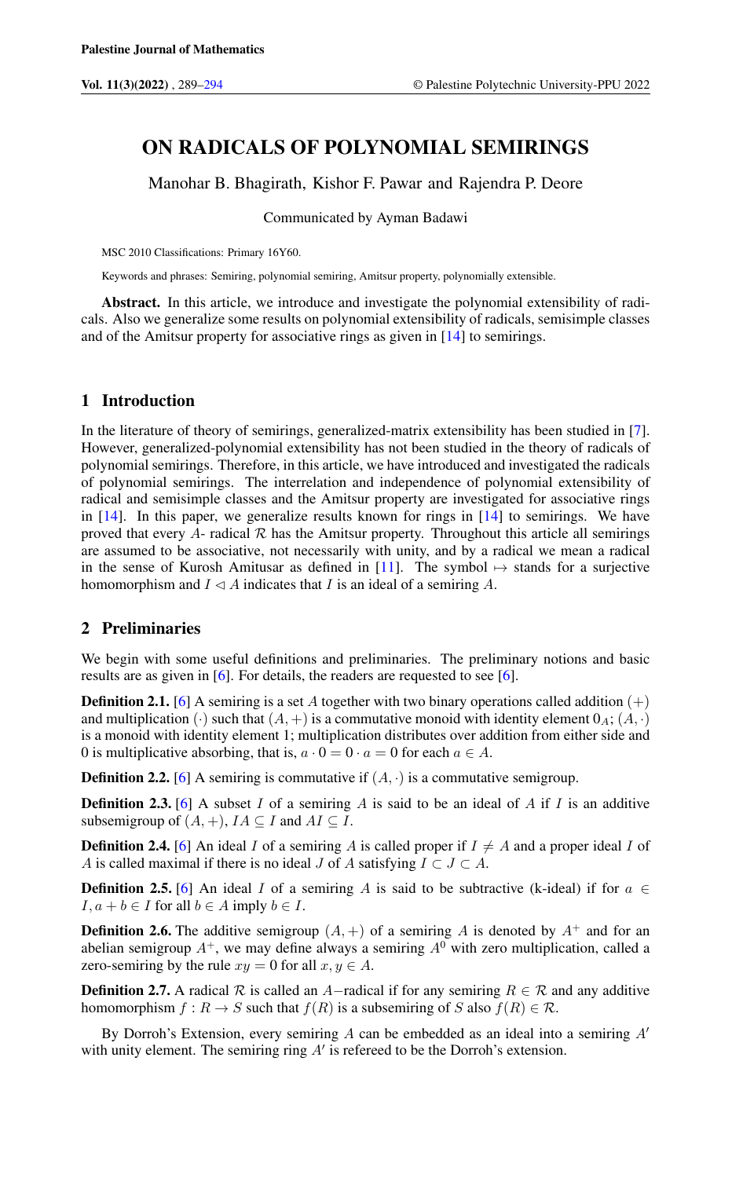# ON RADICALS OF POLYNOMIAL SEMIRINGS

Manohar B. Bhagirath, Kishor F. Pawar and Rajendra P. Deore

Communicated by Ayman Badawi

MSC 2010 Classifications: Primary 16Y60.

Keywords and phrases: Semiring, polynomial semiring, Amitsur property, polynomially extensible.

**Abstract.** In this article, we introduce and investigate the polynomial extensibility of radicals. Also we generalize some results on polynomial extensibility of radicals, semisimple classes and of the Amitsur property for associative rings as given in [14] to semirings.

## 1 Introduction

In the literature of theory of semirings, generalized-matrix extensibility has been studied in [7]. However, generalized-polynomial extensibility has not been studied in the theory of radicals of polynomial semirings. Therefore, in this article, we have introduced and investigated the radicals of polynomial semirings. The interrelation and independence of polynomial extensibility of radical and semisimple classes and the Amitsur property are investigated for associative rings in [14]. In this paper, we generalize results known for rings in [14] to semirings. We have proved that every $A$- radical $\mathcal{R}$ has the Amitsur property. Throughout this article all semirings are assumed to be associative, not necessarily with unity, and by a radical we mean a radical in the sense of Kurosh Amitusar as defined in [11]. The symbol $\mapsto$ stands for a surjective homomorphism and $I \lhd A$ indicates that $I$ is an ideal of a semiring $A$.

## 2 Preliminaries

We begin with some useful definitions and preliminaries. The preliminary notions and basic results are as given in [6]. For details, the readers are requested to see [6].

**Definition 2.1.** [6] A semiring is a set $A$ together with two binary operations called addition $(+)$ and multiplication $(\cdot)$ such that $(A, +)$ is a commutative monoid with identity element $0_A$; $(A, \cdot)$ is a monoid with identity element 1; multiplication distributes over addition from either side and 0 is multiplicative absorbing, that is, $a \cdot 0 = 0 \cdot a = 0$ for each $a \in A$.

**Definition 2.2.** [6] A semiring is commutative if $(A, \cdot)$ is a commutative semigroup.

**Definition 2.3.** [6] A subset $I$ of a semiring $A$ is said to be an ideal of $A$ if $I$ is an additive subsemigroup of $(A, +)$, $IA \subseteq I$ and $AI \subseteq I$.

**Definition 2.4.** [6] An ideal $I$ of a semiring $A$ is called proper if $I \neq A$ and a proper ideal $I$ of $A$ is called maximal if there is no ideal $J$ of $A$ satisfying $I \subset J \subset A$.

**Definition 2.5.** [6] An ideal $I$ of a semiring $A$ is said to be subtractive (k-ideal) if for $a \in I, a + b \in I$ for all $b \in A$ imply $b \in I$.

**Definition 2.6.** The additive semigroup $(A, +)$ of a semiring $A$ is denoted by $A^+$ and for an abelian semigroup $A^+$, we may define always a semiring $A^0$ with zero multiplication, called a zero-semiring by the rule $xy = 0$ for all $x, y \in A$.

**Definition 2.7.** A radical $\mathcal{R}$ is called an $A-$radical if for any semiring $R \in \mathcal{R}$ and any additive homomorphism $f : R \to S$ such that $f(R)$ is a subsemiring of $S$ also $f(R) \in \mathcal{R}$.

By Dorroh's Extension, every semiring $A$ can be embedded as an ideal into a semiring $A'$ with unity element. The semiring ring $A'$ is refereed to be the Dorroh's extension.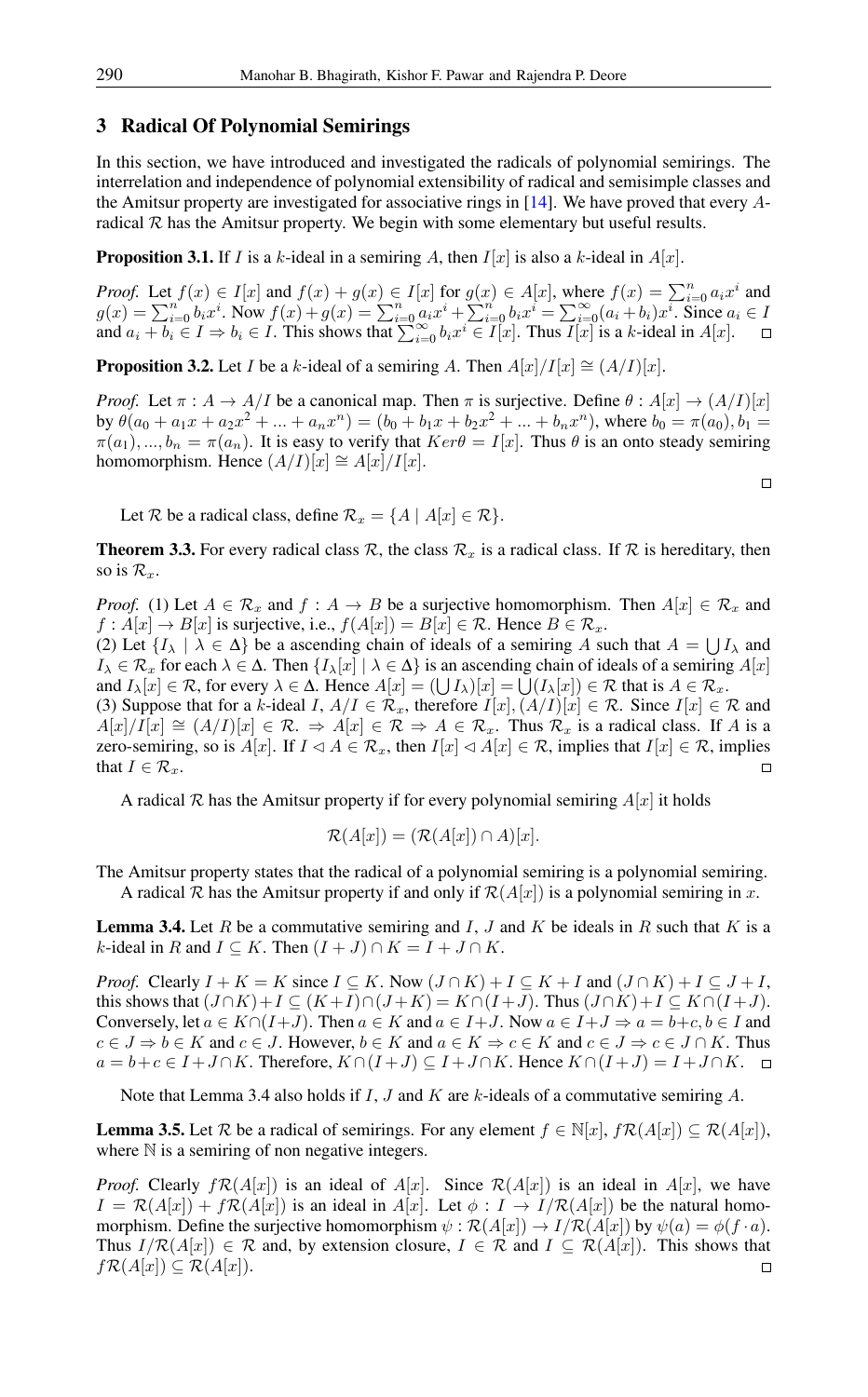## 3 Radical Of Polynomial Semirings

In this section, we have introduced and investigated the radicals of polynomial semirings. The interrelation and independence of polynomial extensibility of radical and semisimple classes and the Amitsur property are investigated for associative rings in [14]. We have proved that every $A$-radical $\mathcal{R}$ has the Amitsur property. We begin with some elementary but useful results.

**Proposition 3.1.** If $I$ is a $k$-ideal in a semiring $A$, then $I[x]$ is also a $k$-ideal in $A[x]$.

*Proof.* Let $f(x) \in I[x]$ and $f(x) + g(x) \in I[x]$ for $g(x) \in A[x]$, where $f(x) = \sum_{i=0}^{n} a_i x^i$ and $g(x) = \sum_{i=0}^{n} b_i x^i$. Now $f(x) + g(x) = \sum_{i=0}^{n} a_i x^i + \sum_{i=0}^{n} b_i x^i = \sum_{i=0}^{\infty} (a_i + b_i) x^i$. Since $a_i \in I$ and $a_i + b_i \in I \Rightarrow b_i \in I$. This shows that $\sum_{i=0}^{\infty} b_i x^i \in I[x]$. Thus $I[x]$ is a $k$-ideal in $A[x]$. □

**Proposition 3.2.** Let $I$ be a $k$-ideal of a semiring $A$. Then $A[x]/I[x] \cong (A/I)[x]$.

*Proof.* Let $\pi : A \to A/I$ be a canonical map. Then $\pi$ is surjective. Define $\theta : A[x] \to (A/I)[x]$ by $\theta(a_0 + a_1 x + a_2 x^2 + ... + a_n x^n) = (b_0 + b_1 x + b_2 x^2 + ... + b_n x^n)$, where $b_0 = \pi(a_0), b_1 = \pi(a_1), ..., b_n = \pi(a_n)$. It is easy to verify that $Ker\theta = I[x]$. Thus $\theta$ is an onto steady semiring homomorphism. Hence $(A/I)[x] \cong A[x]/I[x]$. □

Let $\mathcal{R}$ be a radical class, define $\mathcal{R}_x = \{A \mid A[x] \in \mathcal{R}\}$.

**Theorem 3.3.** For every radical class $\mathcal{R}$, the class $\mathcal{R}_x$ is a radical class. If $\mathcal{R}$ is hereditary, then so is $\mathcal{R}_x$.

*Proof.* (1) Let $A \in \mathcal{R}_x$ and $f : A \to B$ be a surjective homomorphism. Then $A[x] \in \mathcal{R}_x$ and $f : A[x] \to B[x]$ is surjective, i.e., $f(A[x]) = B[x] \in \mathcal{R}$. Hence $B \in \mathcal{R}_x$.
(2) Let $\{I_\lambda \mid \lambda \in \Delta\}$ be a ascending chain of ideals of a semiring $A$ such that $A = \bigcup I_\lambda$ and $I_\lambda \in \mathcal{R}_x$ for each $\lambda \in \Delta$. Then $\{I_\lambda[x] \mid \lambda \in \Delta\}$ is an ascending chain of ideals of a semiring $A[x]$ and $I_\lambda[x] \in \mathcal{R}$, for every $\lambda \in \Delta$. Hence $A[x] = (\bigcup I_\lambda)[x] = \bigcup(I_\lambda[x]) \in \mathcal{R}$ that is $A \in \mathcal{R}_x$.
(3) Suppose that for a $k$-ideal $I$, $A/I \in \mathcal{R}_x$, therefore $I[x], (A/I)[x] \in \mathcal{R}$. Since $I[x] \in \mathcal{R}$ and $A[x]/I[x] \cong (A/I)[x] \in \mathcal{R}$. $\Rightarrow A[x] \in \mathcal{R} \Rightarrow A \in \mathcal{R}_x$. Thus $\mathcal{R}_x$ is a radical class. If $A$ is a zero-semiring, so is $A[x]$. If $I \lhd A \in \mathcal{R}_x$, then $I[x] \lhd A[x] \in \mathcal{R}$, implies that $I[x] \in \mathcal{R}$, implies that $I \in \mathcal{R}_x$. □

A radical $\mathcal{R}$ has the Amitsur property if for every polynomial semiring $A[x]$ it holds

$$\mathcal{R}(A[x]) = (\mathcal{R}(A[x]) \cap A)[x].$$

The Amitsur property states that the radical of a polynomial semiring is a polynomial semiring.
A radical $\mathcal{R}$ has the Amitsur property if and only if $\mathcal{R}(A[x])$ is a polynomial semiring in $x$.

**Lemma 3.4.** Let $R$ be a commutative semiring and $I$, $J$ and $K$ be ideals in $R$ such that $K$ is a $k$-ideal in $R$ and $I \subseteq K$. Then $(I + J) \cap K = I + J \cap K$.

*Proof.* Clearly $I + K = K$ since $I \subseteq K$. Now $(J \cap K) + I \subseteq K + I$ and $(J \cap K) + I \subseteq J + I$, this shows that $(J \cap K) + I \subseteq (K + I) \cap (J + K) = K \cap (I + J)$. Thus $(J \cap K) + I \subseteq K \cap (I + J)$. Conversely, let $a \in K \cap (I + J)$. Then $a \in K$ and $a \in I + J$. Now $a \in I + J \Rightarrow a = b + c, b \in I$ and $c \in J \Rightarrow b \in K$ and $c \in J$. However, $b \in K$ and $a \in K \Rightarrow c \in K$ and $c \in J \Rightarrow c \in J \cap K$. Thus $a = b + c \in I + J \cap K$. Therefore, $K \cap (I + J) \subseteq I + J \cap K$. Hence $K \cap (I + J) = I + J \cap K$. □

Note that Lemma 3.4 also holds if $I$, $J$ and $K$ are $k$-ideals of a commutative semiring $A$.

**Lemma 3.5.** Let $\mathcal{R}$ be a radical of semirings. For any element $f \in \mathbb{N}[x]$, $f\mathcal{R}(A[x]) \subseteq \mathcal{R}(A[x])$, where $\mathbb{N}$ is a semiring of non negative integers.

*Proof.* Clearly $f\mathcal{R}(A[x])$ is an ideal of $A[x]$. Since $\mathcal{R}(A[x])$ is an ideal in $A[x]$, we have $I = \mathcal{R}(A[x]) + f\mathcal{R}(A[x])$ is an ideal in $A[x]$. Let $\phi : I \to I/\mathcal{R}(A[x])$ be the natural homomorphism. Define the surjective homomorphism $\psi : \mathcal{R}(A[x]) \to I/\mathcal{R}(A[x])$ by $\psi(a) = \phi(f \cdot a)$. Thus $I/\mathcal{R}(A[x]) \in \mathcal{R}$ and, by extension closure, $I \in \mathcal{R}$ and $I \subseteq \mathcal{R}(A[x])$. This shows that $f\mathcal{R}(A[x]) \subseteq \mathcal{R}(A[x])$. □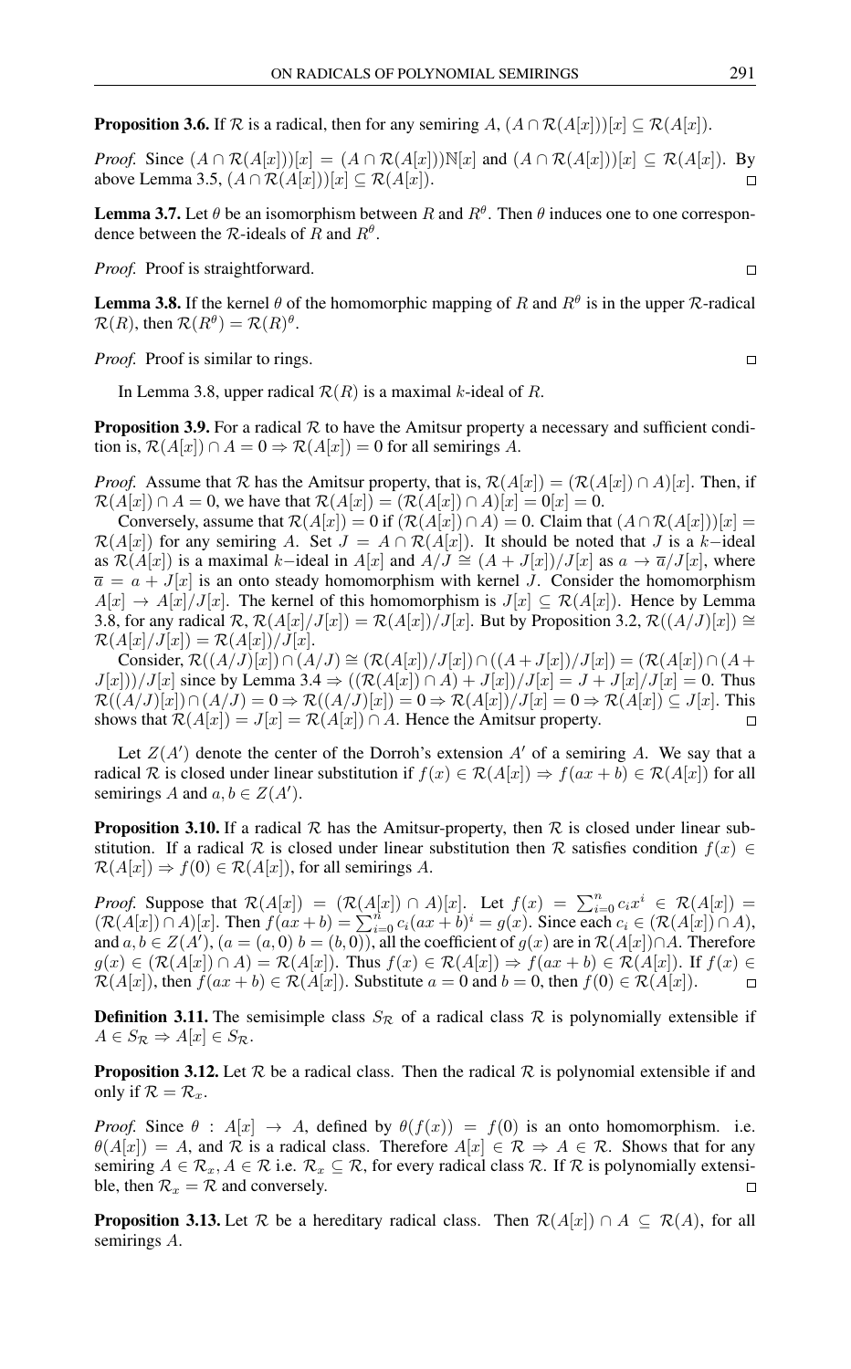**Proposition 3.6.** If $\mathcal{R}$ is a radical, then for any semiring $A$, $(A \cap \mathcal{R}(A[x]))[x] \subseteq \mathcal{R}(A[x])$.

*Proof.* Since $(A \cap \mathcal{R}(A[x]))[x] = (A \cap \mathcal{R}(A[x]))\mathbb{N}[x]$ and $(A \cap \mathcal{R}(A[x]))[x] \subseteq \mathcal{R}(A[x])$. By above Lemma 3.5, $(A \cap \mathcal{R}(A[x]))[x] \subseteq \mathcal{R}(A[x])$. □

**Lemma 3.7.** Let $\theta$ be an isomorphism between $R$ and $R^{\theta}$. Then $\theta$ induces one to one correspondence between the $\mathcal{R}$-ideals of $R$ and $R^{\theta}$.

*Proof.* Proof is straightforward. □

**Lemma 3.8.** If the kernel $\theta$ of the homomorphic mapping of $R$ and $R^{\theta}$ is in the upper $\mathcal{R}$-radical $\mathcal{R}(R)$, then $\mathcal{R}(R^{\theta}) = \mathcal{R}(R)^{\theta}$.

*Proof.* Proof is similar to rings. □

In Lemma 3.8, upper radical $\mathcal{R}(R)$ is a maximal $k$-ideal of $R$.

**Proposition 3.9.** For a radical $\mathcal{R}$ to have the Amitsur property a necessary and sufficient condition is, $\mathcal{R}(A[x]) \cap A = 0 \Rightarrow \mathcal{R}(A[x]) = 0$ for all semirings $A$.

*Proof.* Assume that $\mathcal{R}$ has the Amitsur property, that is, $\mathcal{R}(A[x]) = (\mathcal{R}(A[x]) \cap A)[x]$. Then, if $\mathcal{R}(A[x]) \cap A = 0$, we have that $\mathcal{R}(A[x]) = (\mathcal{R}(A[x]) \cap A)[x] = 0[x] = 0$.

Conversely, assume that $\mathcal{R}(A[x]) = 0$ if $(\mathcal{R}(A[x]) \cap A) = 0$. Claim that $(A \cap \mathcal{R}(A[x]))[x] = \mathcal{R}(A[x])$ for any semiring $A$. Set $J = A \cap \mathcal{R}(A[x])$. It should be noted that $J$ is a $k$−ideal as $\mathcal{R}(A[x])$ is a maximal $k$−ideal in $A[x]$ and $A/J \cong (A + J[x])/J[x]$ as $a \to \overline{a}/J[x]$, where $\overline{a} = a + J[x]$ is an onto steady homomorphism with kernel $J$. Consider the homomorphism $A[x] \to A[x]/J[x]$. The kernel of this homomorphism is $J[x] \subseteq \mathcal{R}(A[x])$. Hence by Lemma 3.8, for any radical $\mathcal{R}$, $\mathcal{R}(A[x]/J[x]) = \mathcal{R}(A[x])/J[x]$. But by Proposition 3.2, $\mathcal{R}((A/J)[x]) \cong \mathcal{R}(A[x]/J[x]) = \mathcal{R}(A[x])/J[x]$.

Consider, $\mathcal{R}((A/J)[x]) \cap (A/J) \cong (\mathcal{R}(A[x])/J[x]) \cap ((A + J[x])/J[x]) = (\mathcal{R}(A[x]) \cap (A + J[x]))/J[x]$ since by Lemma 3.4 $\Rightarrow ((\mathcal{R}(A[x]) \cap A) + J[x])/J[x] = J + J[x]/J[x] = 0$. Thus $\mathcal{R}((A/J)[x]) \cap (A/J) = 0 \Rightarrow \mathcal{R}((A/J)[x]) = 0 \Rightarrow \mathcal{R}(A[x])/J[x] = 0 \Rightarrow \mathcal{R}(A[x]) \subseteq J[x]$. This shows that $\mathcal{R}(A[x]) = J[x] = \mathcal{R}(A[x]) \cap A$. Hence the Amitsur property. □

Let $Z(A')$ denote the center of the Dorroh's extension $A'$ of a semiring $A$. We say that a radical $\mathcal{R}$ is closed under linear substitution if $f(x) \in \mathcal{R}(A[x]) \Rightarrow f(ax + b) \in \mathcal{R}(A[x])$ for all semirings $A$ and $a, b \in Z(A')$.

**Proposition 3.10.** If a radical $\mathcal{R}$ has the Amitsur-property, then $\mathcal{R}$ is closed under linear substitution. If a radical $\mathcal{R}$ is closed under linear substitution then $\mathcal{R}$ satisfies condition $f(x) \in \mathcal{R}(A[x]) \Rightarrow f(0) \in \mathcal{R}(A[x])$, for all semirings $A$.

*Proof.* Suppose that $\mathcal{R}(A[x]) = (\mathcal{R}(A[x]) \cap A)[x]$. Let $f(x) = \sum_{i=0}^{n} c_i x^i \in \mathcal{R}(A[x]) = (\mathcal{R}(A[x]) \cap A)[x]$. Then $f(ax + b) = \sum_{i=0}^{n} c_i(ax + b)^i = g(x)$. Since each $c_i \in (\mathcal{R}(A[x]) \cap A)$, and $a, b \in Z(A')$, $(a = (a, 0)$ $b = (b, 0))$, all the coefficient of $g(x)$ are in $\mathcal{R}(A[x]) \cap A$. Therefore $g(x) \in (\mathcal{R}(A[x]) \cap A) = \mathcal{R}(A[x])$. Thus $f(x) \in \mathcal{R}(A[x]) \Rightarrow f(ax + b) \in \mathcal{R}(A[x])$. If $f(x) \in \mathcal{R}(A[x])$, then $f(ax + b) \in \mathcal{R}(A[x])$. Substitute $a = 0$ and $b = 0$, then $f(0) \in \mathcal{R}(A[x])$. □

**Definition 3.11.** The semisimple class $S_{\mathcal{R}}$ of a radical class $\mathcal{R}$ is polynomially extensible if $A \in S_{\mathcal{R}} \Rightarrow A[x] \in S_{\mathcal{R}}$.

**Proposition 3.12.** Let $\mathcal{R}$ be a radical class. Then the radical $\mathcal{R}$ is polynomial extensible if and only if $\mathcal{R} = \mathcal{R}_x$.

*Proof.* Since $\theta : A[x] \to A$, defined by $\theta(f(x)) = f(0)$ is an onto homomorphism. i.e. $\theta(A[x]) = A$, and $\mathcal{R}$ is a radical class. Therefore $A[x] \in \mathcal{R} \Rightarrow A \in \mathcal{R}$. Shows that for any semiring $A \in \mathcal{R}_x, A \in \mathcal{R}$ i.e. $\mathcal{R}_x \subseteq \mathcal{R}$, for every radical class $\mathcal{R}$. If $\mathcal{R}$ is polynomially extensible, then $\mathcal{R}_x = \mathcal{R}$ and conversely. □

**Proposition 3.13.** Let $\mathcal{R}$ be a hereditary radical class. Then $\mathcal{R}(A[x]) \cap A \subseteq \mathcal{R}(A)$, for all semirings $A$.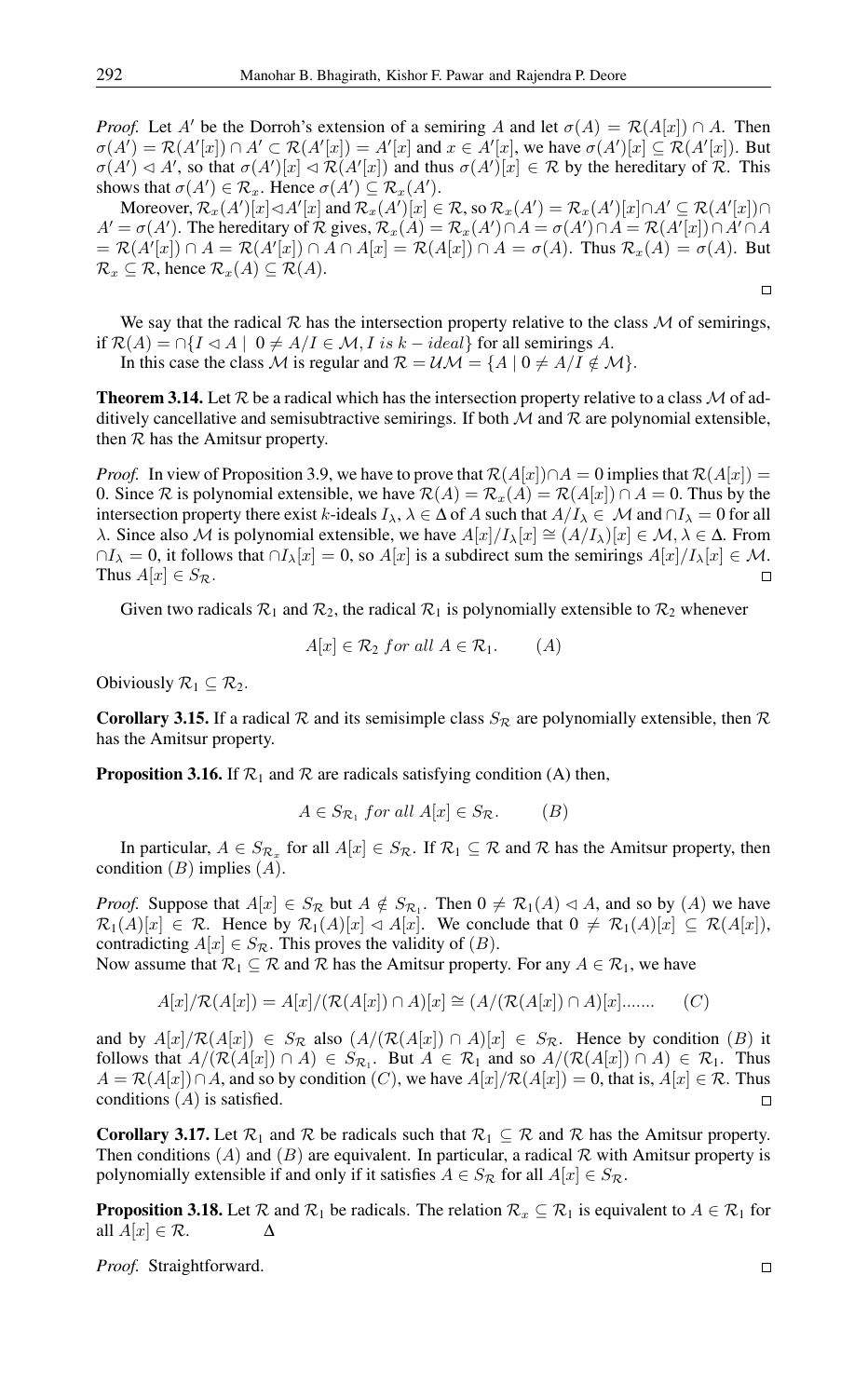*Proof.* Let $A'$ be the Dorroh's extension of a semiring $A$ and let $\sigma(A) = \mathcal{R}(A[x]) \cap A$. Then $\sigma(A') = \mathcal{R}(A'[x]) \cap A' \subset \mathcal{R}(A'[x]) = A'[x]$ and $x \in A'[x]$, we have $\sigma(A')[x] \subseteq \mathcal{R}(A'[x])$. But $\sigma(A') \lhd A'$, so that $\sigma(A')[x] \lhd \mathcal{R}(A'[x])$ and thus $\sigma(A')[x] \in \mathcal{R}$ by the hereditary of $\mathcal{R}$. This shows that $\sigma(A') \in \mathcal{R}_x$. Hence $\sigma(A') \subseteq \mathcal{R}_x(A')$.

Moreover, $\mathcal{R}_x(A')[x] \lhd A'[x]$ and $\mathcal{R}_x(A')[x] \in \mathcal{R}$, so $\mathcal{R}_x(A') = \mathcal{R}_x(A')[x] \cap A' \subseteq \mathcal{R}(A'[x]) \cap A' = \sigma(A')$. The hereditary of $\mathcal{R}$ gives, $\mathcal{R}_x(A) = \mathcal{R}_x(A') \cap A = \sigma(A') \cap A = \mathcal{R}(A'[x]) \cap A' \cap A = \mathcal{R}(A'[x]) \cap A = \mathcal{R}(A'[x]) \cap A \cap A[x] = \mathcal{R}(A[x]) \cap A = \sigma(A)$. Thus $\mathcal{R}_x(A) = \sigma(A)$. But $\mathcal{R}_x \subseteq \mathcal{R}$, hence $\mathcal{R}_x(A) \subseteq \mathcal{R}(A)$. □

We say that the radical $\mathcal{R}$ has the intersection property relative to the class $\mathcal{M}$ of semirings, if $\mathcal{R}(A) = \cap\{I \lhd A \mid 0 \neq A/I \in \mathcal{M}, I \; is \; k-ideal\}$ for all semirings $A$.

In this case the class $\mathcal{M}$ is regular and $\mathcal{R} = \mathcal{U}\mathcal{M} = \{A \mid 0 \neq A/I \notin \mathcal{M}\}$.

**Theorem 3.14.** Let $\mathcal{R}$ be a radical which has the intersection property relative to a class $\mathcal{M}$ of additively cancellative and semisubtractive semirings. If both $\mathcal{M}$ and $\mathcal{R}$ are polynomial extensible, then $\mathcal{R}$ has the Amitsur property.

*Proof.* In view of Proposition 3.9, we have to prove that $\mathcal{R}(A[x]) \cap A = 0$ implies that $\mathcal{R}(A[x]) = 0$. Since $\mathcal{R}$ is polynomial extensible, we have $\mathcal{R}(A) = \mathcal{R}_x(A) = \mathcal{R}(A[x]) \cap A = 0$. Thus by the intersection property there exist $k$-ideals $I_\lambda, \lambda \in \Delta$ of $A$ such that $A/I_\lambda \in \mathcal{M}$ and $\cap I_\lambda = 0$ for all $\lambda$. Since also $\mathcal{M}$ is polynomial extensible, we have $A[x]/I_\lambda[x] \cong (A/I_\lambda)[x] \in \mathcal{M}, \lambda \in \Delta$. From $\cap I_\lambda = 0$, it follows that $\cap I_\lambda[x] = 0$, so $A[x]$ is a subdirect sum the semirings $A[x]/I_\lambda[x] \in \mathcal{M}$. Thus $A[x] \in S_{\mathcal{R}}$. □

Given two radicals $\mathcal{R}_1$ and $\mathcal{R}_2$, the radical $\mathcal{R}_1$ is polynomially extensible to $\mathcal{R}_2$ whenever

$$A[x] \in \mathcal{R}_2 \; for \; all \; A \in \mathcal{R}_1. \qquad (A)$$

Obiviously $\mathcal{R}_1 \subseteq \mathcal{R}_2$.

**Corollary 3.15.** If a radical $\mathcal{R}$ and its semisimple class $S_{\mathcal{R}}$ are polynomially extensible, then $\mathcal{R}$ has the Amitsur property.

**Proposition 3.16.** If $\mathcal{R}_1$ and $\mathcal{R}$ are radicals satisfying condition (A) then,

$$A \in S_{\mathcal{R}_1} \; for \; all \; A[x] \in S_{\mathcal{R}}. \qquad (B)$$

In particular, $A \in S_{\mathcal{R}_x}$ for all $A[x] \in S_{\mathcal{R}}$. If $\mathcal{R}_1 \subseteq \mathcal{R}$ and $\mathcal{R}$ has the Amitsur property, then condition $(B)$ implies $(A)$.

*Proof.* Suppose that $A[x] \in S_{\mathcal{R}}$ but $A \notin S_{\mathcal{R}_1}$. Then $0 \neq \mathcal{R}_1(A) \lhd A$, and so by $(A)$ we have $\mathcal{R}_1(A)[x] \in \mathcal{R}$. Hence by $\mathcal{R}_1(A)[x] \lhd A[x]$. We conclude that $0 \neq \mathcal{R}_1(A)[x] \subseteq \mathcal{R}(A[x])$, contradicting $A[x] \in S_{\mathcal{R}}$. This proves the validity of $(B)$.

Now assume that $\mathcal{R}_1 \subseteq \mathcal{R}$ and $\mathcal{R}$ has the Amitsur property. For any $A \in \mathcal{R}_1$, we have

$$A[x]/\mathcal{R}(A[x]) = A[x]/(\mathcal{R}(A[x]) \cap A)[x] \cong (A/(\mathcal{R}(A[x]) \cap A)[x] \ldots\ldots. \qquad (C)$$

and by $A[x]/\mathcal{R}(A[x]) \in S_{\mathcal{R}}$ also $(A/(\mathcal{R}(A[x]) \cap A)[x] \in S_{\mathcal{R}}$. Hence by condition $(B)$ it follows that $A/(\mathcal{R}(A[x]) \cap A) \in S_{\mathcal{R}_1}$. But $A \in \mathcal{R}_1$ and so $A/(\mathcal{R}(A[x]) \cap A) \in \mathcal{R}_1$. Thus $A = \mathcal{R}(A[x]) \cap A$, and so by condition $(C)$, we have $A[x]/\mathcal{R}(A[x]) = 0$, that is, $A[x] \in \mathcal{R}$. Thus conditions $(A)$ is satisfied. □

**Corollary 3.17.** Let $\mathcal{R}_1$ and $\mathcal{R}$ be radicals such that $\mathcal{R}_1 \subseteq \mathcal{R}$ and $\mathcal{R}$ has the Amitsur property. Then conditions $(A)$ and $(B)$ are equivalent. In particular, a radical $\mathcal{R}$ with Amitsur property is polynomially extensible if and only if it satisfies $A \in S_{\mathcal{R}}$ for all $A[x] \in S_{\mathcal{R}}$.

**Proposition 3.18.** Let $\mathcal{R}$ and $\mathcal{R}_1$ be radicals. The relation $\mathcal{R}_x \subseteq \mathcal{R}_1$ is equivalent to $A \in \mathcal{R}_1$ for all $A[x] \in \mathcal{R}$. $\Delta$

*Proof.* Straightforward. □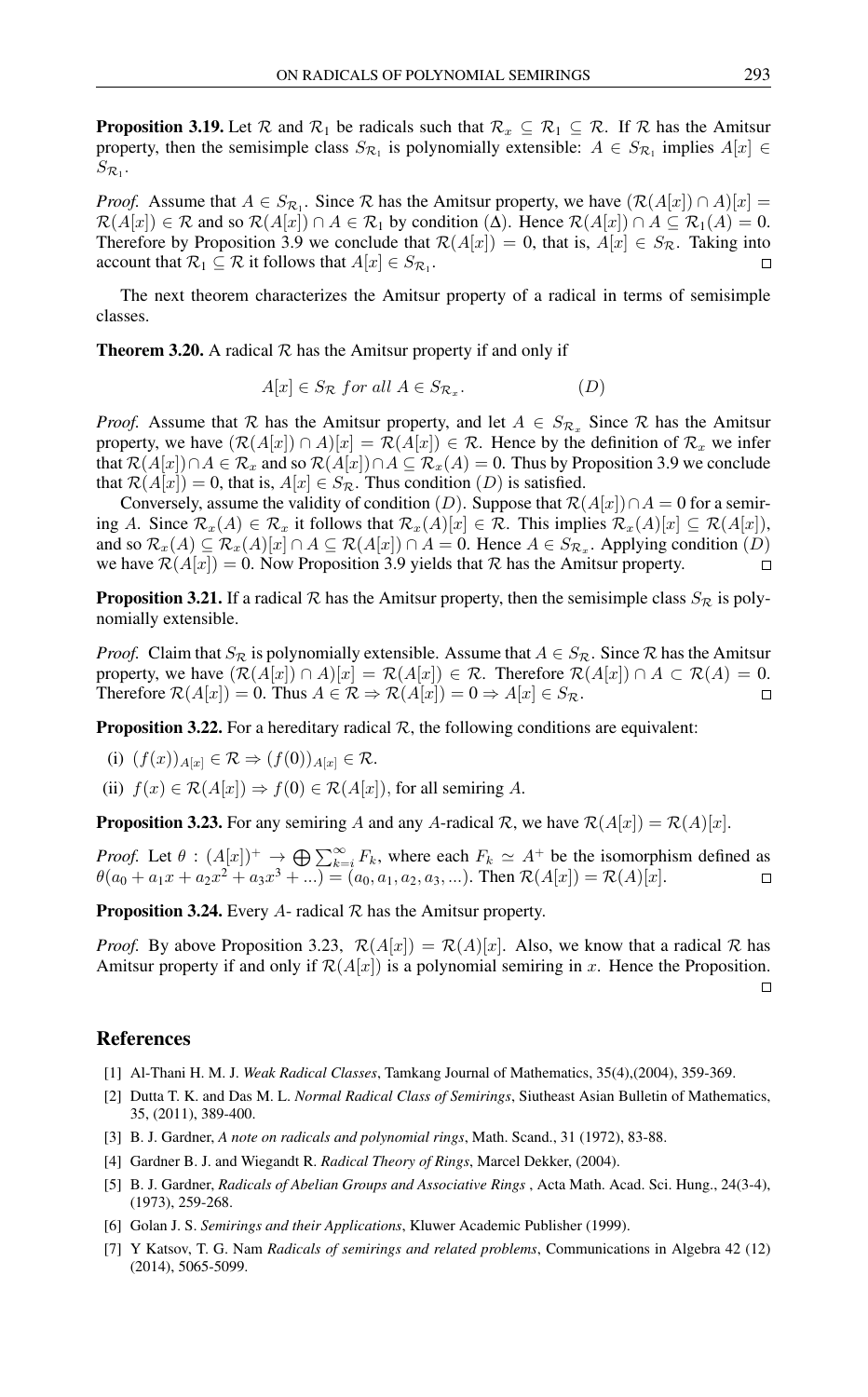**Proposition 3.19.** Let $\mathcal{R}$ and $\mathcal{R}_1$ be radicals such that $\mathcal{R}_x \subseteq \mathcal{R}_1 \subseteq \mathcal{R}$. If $\mathcal{R}$ has the Amitsur property, then the semisimple class $S_{\mathcal{R}_1}$ is polynomially extensible: $A \in S_{\mathcal{R}_1}$ implies $A[x] \in S_{\mathcal{R}_1}$.

*Proof.* Assume that $A \in S_{\mathcal{R}_1}$. Since $\mathcal{R}$ has the Amitsur property, we have $(\mathcal{R}(A[x]) \cap A)[x] = \mathcal{R}(A[x]) \in \mathcal{R}$ and so $\mathcal{R}(A[x]) \cap A \in \mathcal{R}_1$ by condition ($\Delta$). Hence $\mathcal{R}(A[x]) \cap A \subseteq \mathcal{R}_1(A) = 0$. Therefore by Proposition 3.9 we conclude that $\mathcal{R}(A[x]) = 0$, that is, $A[x] \in S_{\mathcal{R}}$. Taking into account that $\mathcal{R}_1 \subseteq \mathcal{R}$ it follows that $A[x] \in S_{\mathcal{R}_1}$. □

The next theorem characterizes the Amitsur property of a radical in terms of semisimple classes.

**Theorem 3.20.** A radical $\mathcal{R}$ has the Amitsur property if and only if

$$A[x] \in S_{\mathcal{R}} \; for \; all \; A \in S_{\mathcal{R}_x}. \qquad (D)$$

*Proof.* Assume that $\mathcal{R}$ has the Amitsur property, and let $A \in S_{\mathcal{R}_x}$ Since $\mathcal{R}$ has the Amitsur property, we have $(\mathcal{R}(A[x]) \cap A)[x] = \mathcal{R}(A[x]) \in \mathcal{R}$. Hence by the definition of $\mathcal{R}_x$ we infer that $\mathcal{R}(A[x]) \cap A \in \mathcal{R}_x$ and so $\mathcal{R}(A[x]) \cap A \subseteq \mathcal{R}_x(A) = 0$. Thus by Proposition 3.9 we conclude that $\mathcal{R}(A[x]) = 0$, that is, $A[x] \in S_{\mathcal{R}}$. Thus condition $(D)$ is satisfied.

Conversely, assume the validity of condition $(D)$. Suppose that $\mathcal{R}(A[x]) \cap A = 0$ for a semiring $A$. Since $\mathcal{R}_x(A) \in \mathcal{R}_x$ it follows that $\mathcal{R}_x(A)[x] \in \mathcal{R}$. This implies $\mathcal{R}_x(A)[x] \subseteq \mathcal{R}(A[x])$, and so $\mathcal{R}_x(A) \subseteq \mathcal{R}_x(A)[x] \cap A \subseteq \mathcal{R}(A[x]) \cap A = 0$. Hence $A \in S_{\mathcal{R}_x}$. Applying condition $(D)$ we have $\mathcal{R}(A[x]) = 0$. Now Proposition 3.9 yields that $\mathcal{R}$ has the Amitsur property. □

**Proposition 3.21.** If a radical $\mathcal{R}$ has the Amitsur property, then the semisimple class $S_{\mathcal{R}}$ is polynomially extensible.

*Proof.* Claim that $S_{\mathcal{R}}$ is polynomially extensible. Assume that $A \in S_{\mathcal{R}}$. Since $\mathcal{R}$ has the Amitsur property, we have $(\mathcal{R}(A[x]) \cap A)[x] = \mathcal{R}(A[x]) \in \mathcal{R}$. Therefore $\mathcal{R}(A[x]) \cap A \subset \mathcal{R}(A) = 0$. Therefore $\mathcal{R}(A[x]) = 0$. Thus $A \in \mathcal{R} \Rightarrow \mathcal{R}(A[x]) = 0 \Rightarrow A[x] \in S_{\mathcal{R}}$. □

**Proposition 3.22.** For a hereditary radical $\mathcal{R}$, the following conditions are equivalent:

(i) $(f(x))_{A[x]} \in \mathcal{R} \Rightarrow (f(0))_{A[x]} \in \mathcal{R}$.

(ii) $f(x) \in \mathcal{R}(A[x]) \Rightarrow f(0) \in \mathcal{R}(A[x])$, for all semiring $A$.

**Proposition 3.23.** For any semiring $A$ and any $A$-radical $\mathcal{R}$, we have $\mathcal{R}(A[x]) = \mathcal{R}(A)[x]$.

*Proof.* Let $\theta : (A[x])^+ \to \bigoplus \sum_{k=i}^{\infty} F_k$, where each $F_k \simeq A^+$ be the isomorphism defined as $\theta(a_0 + a_1x + a_2x^2 + a_3x^3 + ...) = (a_0, a_1, a_2, a_3, ...)$. Then $\mathcal{R}(A[x]) = \mathcal{R}(A)[x]$. □

**Proposition 3.24.** Every $A$- radical $\mathcal{R}$ has the Amitsur property.

*Proof.* By above Proposition 3.23, $\mathcal{R}(A[x]) = \mathcal{R}(A)[x]$. Also, we know that a radical $\mathcal{R}$ has Amitsur property if and only if $\mathcal{R}(A[x])$ is a polynomial semiring in $x$. Hence the Proposition. □

## References

[1] Al-Thani H. M. J. *Weak Radical Classes*, Tamkang Journal of Mathematics, 35(4),(2004), 359-369.

[2] Dutta T. K. and Das M. L. *Normal Radical Class of Semirings*, Siutheast Asian Bulletin of Mathematics, 35, (2011), 389-400.

[3] B. J. Gardner, *A note on radicals and polynomial rings*, Math. Scand., 31 (1972), 83-88.

[4] Gardner B. J. and Wiegandt R. *Radical Theory of Rings*, Marcel Dekker, (2004).

[5] B. J. Gardner, *Radicals of Abelian Groups and Associative Rings* , Acta Math. Acad. Sci. Hung., 24(3-4), (1973), 259-268.

[6] Golan J. S. *Semirings and their Applications*, Kluwer Academic Publisher (1999).

[7] Y Katsov, T. G. Nam *Radicals of semirings and related problems*, Communications in Algebra 42 (12) (2014), 5065-5099.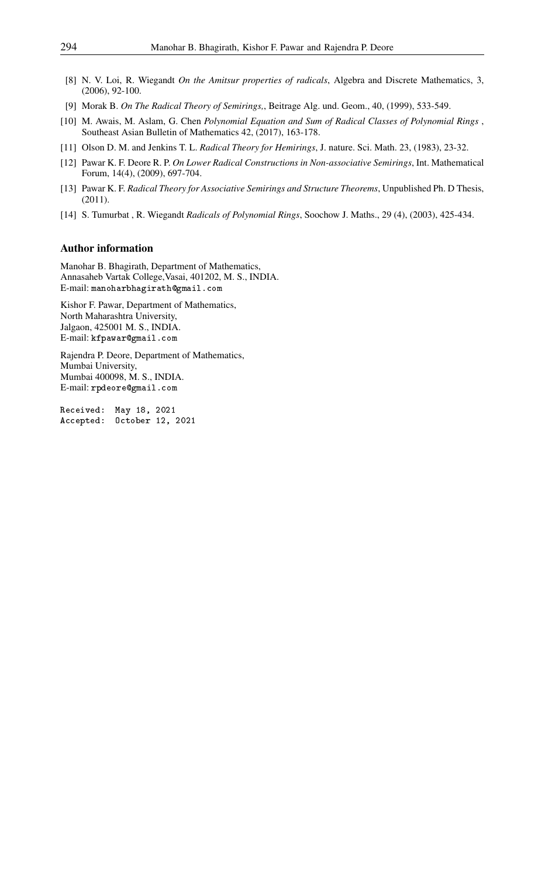[8] N. V. Loi, R. Wiegandt *On the Amitsur properties of radicals*, Algebra and Discrete Mathematics, 3, (2006), 92-100.

[9] Morak B. *On The Radical Theory of Semirings,*, Beitrage Alg. und. Geom., 40, (1999), 533-549.

[10] M. Awais, M. Aslam, G. Chen *Polynomial Equation and Sum of Radical Classes of Polynomial Rings* , Southeast Asian Bulletin of Mathematics 42, (2017), 163-178.

[11] Olson D. M. and Jenkins T. L. *Radical Theory for Hemirings*, J. nature. Sci. Math. 23, (1983), 23-32.

[12] Pawar K. F. Deore R. P. *On Lower Radical Constructions in Non-associative Semirings*, Int. Mathematical Forum, 14(4), (2009), 697-704.

[13] Pawar K. F. *Radical Theory for Associative Semirings and Structure Theorems*, Unpublished Ph. D Thesis, (2011).

[14] S. Tumurbat , R. Wiegandt *Radicals of Polynomial Rings*, Soochow J. Maths., 29 (4), (2003), 425-434.

## Author information

Manohar B. Bhagirath, Department of Mathematics,
Annasaheb Vartak College,Vasai, 401202, M. S., INDIA.
E-mail: manoharbhagirath@gmail.com

Kishor F. Pawar, Department of Mathematics,
North Maharashtra University,
Jalgaon, 425001 M. S., INDIA.
E-mail: kfpawar@gmail.com

Rajendra P. Deore, Department of Mathematics,
Mumbai University,
Mumbai 400098, M. S., INDIA.
E-mail: rpdeore@gmail.com

Received: May 18, 2021
Accepted: October 12, 2021